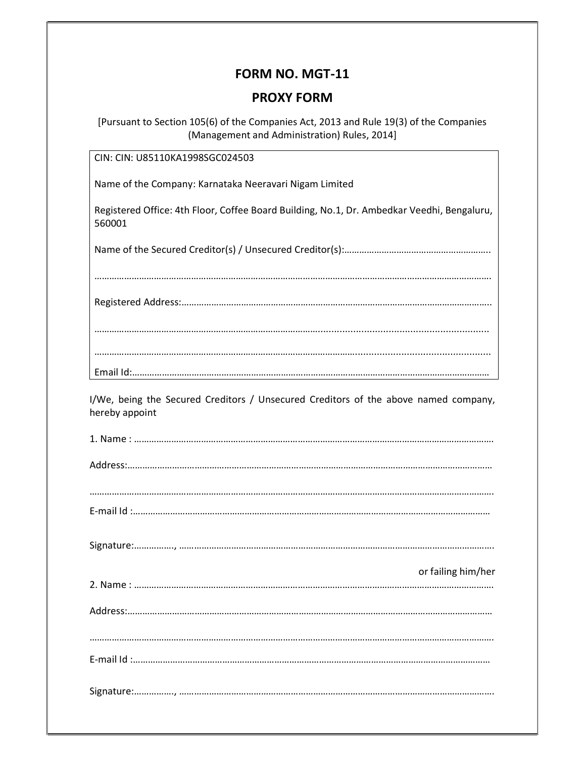# FORM NO. MGT-11

## PROXY FORM

[Pursuant to Section 105(6) of the Companies Act, 2013 and Rule 19(3) of the Companies (Management and Administration) Rules, 2014]

CIN: CIN: U85110KA1998SGC024503

Name of the Company: Karnataka Neeravari Nigam Limited

Registered Office: 4th Floor, Coffee Board Building, No.1, Dr. Ambedkar Veedhi, Bengaluru, 560001

Name of the Secured Creditor(s) / Unsecured Creditor(s):…………………………………………………..

…………………………………………………………………………………………………………………………………………

Registered Address:……………………………………………………………………………………………………………

…………………………………………………………………………………………………………………………………………

…………………………………………………………………………………………………………………………………………

Email Id:………………………………………………………………………………………………………………………………

I/We, being the Secured Creditors / Unsecured Creditors of the above named company, hereby appoint

1. Name : …………………………………………………………………………………………………………………………

Address:………………………………………………………………………………………………………………………………

…………………………………………………………………………………………………………………………………………

E-mail Id :……………………………………………………………………………………………………………………………

Signature:……………., …………………………………………………………………………………………………………

or failing him/her

2. Name : …………………………………………………………………………………………………………………………

Address:………………………………………………………………………………………………………………………………

…………………………………………………………………………………………………………………………………………

E-mail Id :……………………………………………………………………………………………………………………………

Signature:……………., …………………………………………………………………………………………………………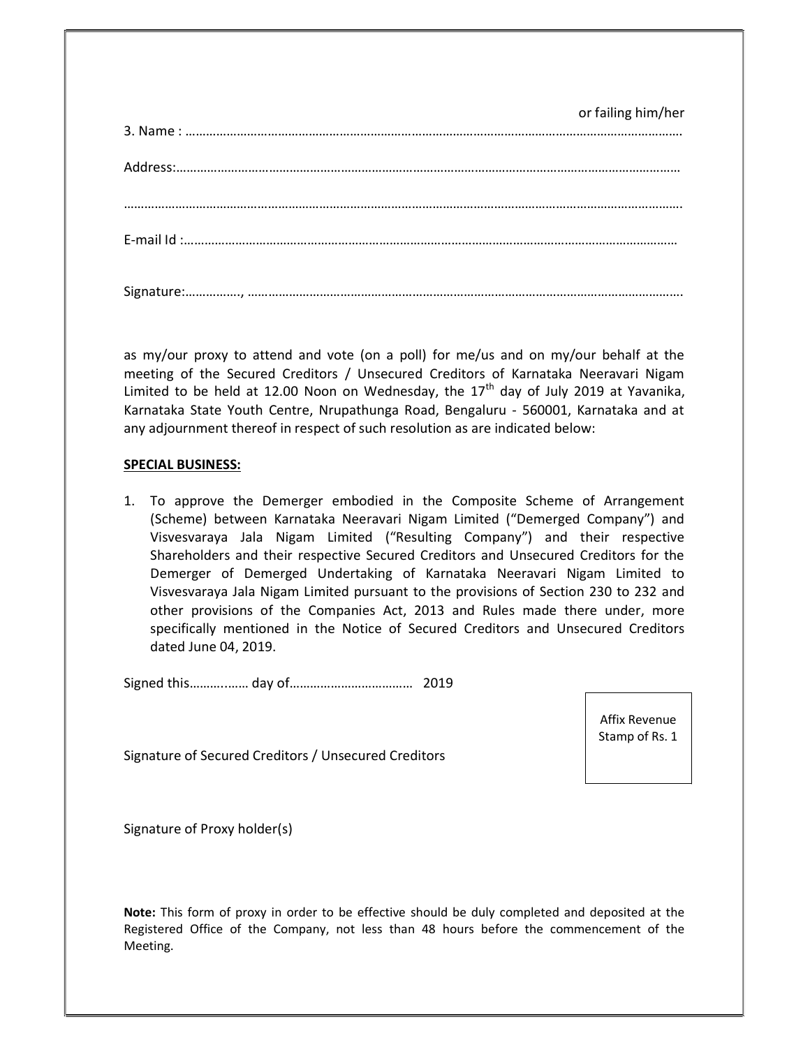or failing him/her

3. Name : …………………………………………………………………………………………………………………………….

Address:…………………………………………………………………………………………………………………………

……………………………………………………………………………………………………………………………………….

E-mail Id :………………………………………………………………………………………………………………………

Signature:……………., ……………………………………………………………………………………………………….

as my/our proxy to attend and vote (on a poll) for me/us and on my/our behalf at the meeting of the Secured Creditors / Unsecured Creditors of Karnataka Neeravari Nigam Limited to be held at 12.00 Noon on Wednesday, the 17th day of July 2019 at Yavanika, Karnataka State Youth Centre, Nrupathunga Road, Bengaluru - 560001, Karnataka and at any adjournment thereof in respect of such resolution as are indicated below:

**SPECIAL BUSINESS:**

1. To approve the Demerger embodied in the Composite Scheme of Arrangement (Scheme) between Karnataka Neeravari Nigam Limited ("Demerged Company") and Visvesvaraya Jala Nigam Limited ("Resulting Company") and their respective Shareholders and their respective Secured Creditors and Unsecured Creditors for the Demerger of Demerged Undertaking of Karnataka Neeravari Nigam Limited to Visvesvaraya Jala Nigam Limited pursuant to the provisions of Section 230 to 232 and other provisions of the Companies Act, 2013 and Rules made there under, more specifically mentioned in the Notice of Secured Creditors and Unsecured Creditors dated June 04, 2019.

Signed this……….…… day of……………………………… 2019

Affix Revenue Stamp of Rs. 1

Signature of Secured Creditors / Unsecured Creditors

Signature of Proxy holder(s)

**Note:** This form of proxy in order to be effective should be duly completed and deposited at the Registered Office of the Company, not less than 48 hours before the commencement of the Meeting.